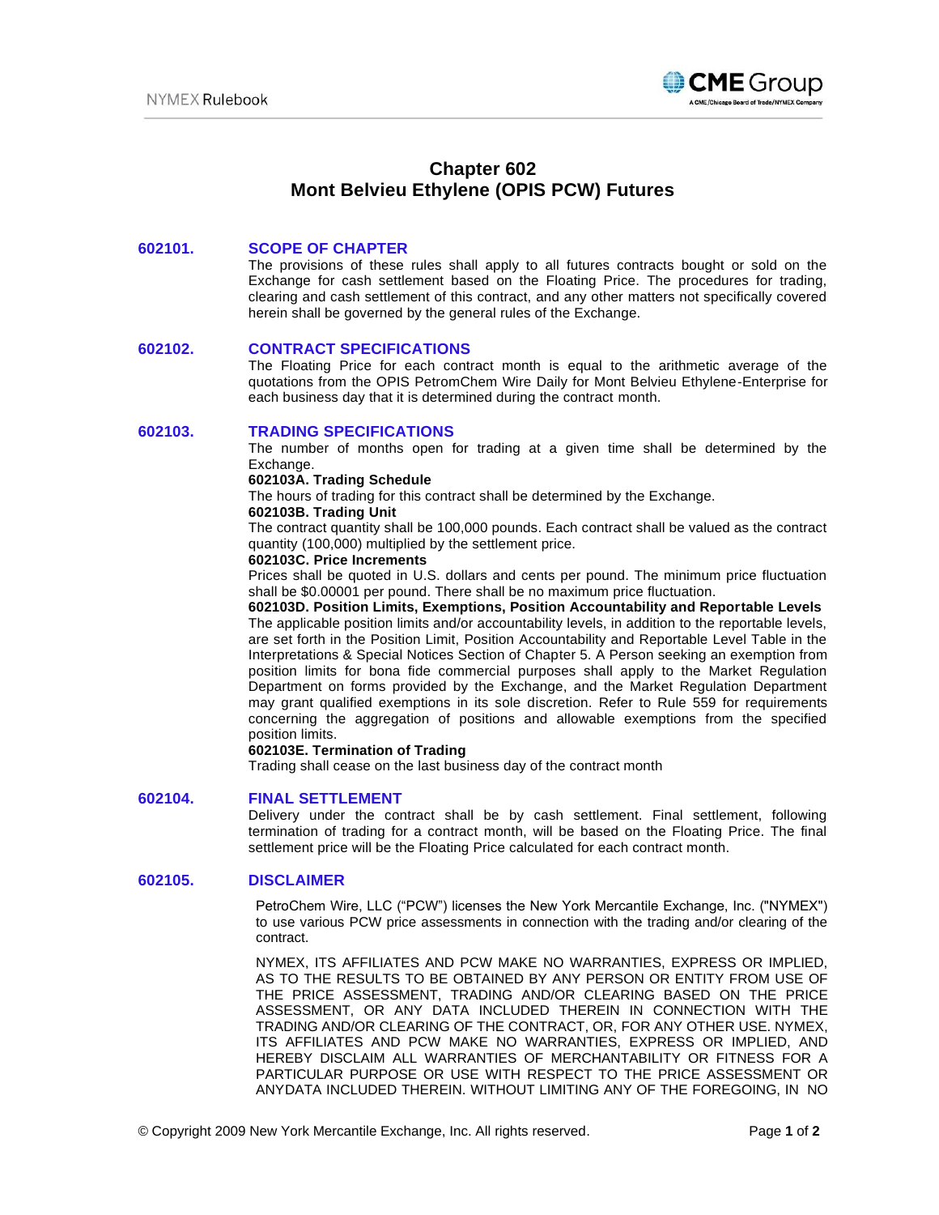# Chapter 602
# Mont Belvieu Ethylene (OPIS PCW) Futures

## 602101. SCOPE OF CHAPTER

The provisions of these rules shall apply to all futures contracts bought or sold on the Exchange for cash settlement based on the Floating Price. The procedures for trading, clearing and cash settlement of this contract, and any other matters not specifically covered herein shall be governed by the general rules of the Exchange.

## 602102. CONTRACT SPECIFICATIONS

The Floating Price for each contract month is equal to the arithmetic average of the quotations from the OPIS PetromChem Wire Daily for Mont Belvieu Ethylene-Enterprise for each business day that it is determined during the contract month.

## 602103. TRADING SPECIFICATIONS

The number of months open for trading at a given time shall be determined by the Exchange.

**602103A. Trading Schedule**

The hours of trading for this contract shall be determined by the Exchange.

**602103B. Trading Unit**

The contract quantity shall be 100,000 pounds. Each contract shall be valued as the contract quantity (100,000) multiplied by the settlement price.

**602103C. Price Increments**

Prices shall be quoted in U.S. dollars and cents per pound. The minimum price fluctuation shall be $0.00001 per pound. There shall be no maximum price fluctuation.

**602103D. Position Limits, Exemptions, Position Accountability and Reportable Levels**

The applicable position limits and/or accountability levels, in addition to the reportable levels, are set forth in the Position Limit, Position Accountability and Reportable Level Table in the Interpretations & Special Notices Section of Chapter 5. A Person seeking an exemption from position limits for bona fide commercial purposes shall apply to the Market Regulation Department on forms provided by the Exchange, and the Market Regulation Department may grant qualified exemptions in its sole discretion. Refer to Rule 559 for requirements concerning the aggregation of positions and allowable exemptions from the specified position limits.

**602103E. Termination of Trading**

Trading shall cease on the last business day of the contract month

## 602104. FINAL SETTLEMENT

Delivery under the contract shall be by cash settlement. Final settlement, following termination of trading for a contract month, will be based on the Floating Price. The final settlement price will be the Floating Price calculated for each contract month.

## 602105. DISCLAIMER

PetroChem Wire, LLC ("PCW") licenses the New York Mercantile Exchange, Inc. ("NYMEX") to use various PCW price assessments in connection with the trading and/or clearing of the contract.

NYMEX, ITS AFFILIATES AND PCW MAKE NO WARRANTIES, EXPRESS OR IMPLIED, AS TO THE RESULTS TO BE OBTAINED BY ANY PERSON OR ENTITY FROM USE OF THE PRICE ASSESSMENT, TRADING AND/OR CLEARING BASED ON THE PRICE ASSESSMENT, OR ANY DATA INCLUDED THEREIN IN CONNECTION WITH THE TRADING AND/OR CLEARING OF THE CONTRACT, OR, FOR ANY OTHER USE. NYMEX, ITS AFFILIATES AND PCW MAKE NO WARRANTIES, EXPRESS OR IMPLIED, AND HEREBY DISCLAIM ALL WARRANTIES OF MERCHANTABILITY OR FITNESS FOR A PARTICULAR PURPOSE OR USE WITH RESPECT TO THE PRICE ASSESSMENT OR ANYDATA INCLUDED THEREIN. WITHOUT LIMITING ANY OF THE FOREGOING, IN NO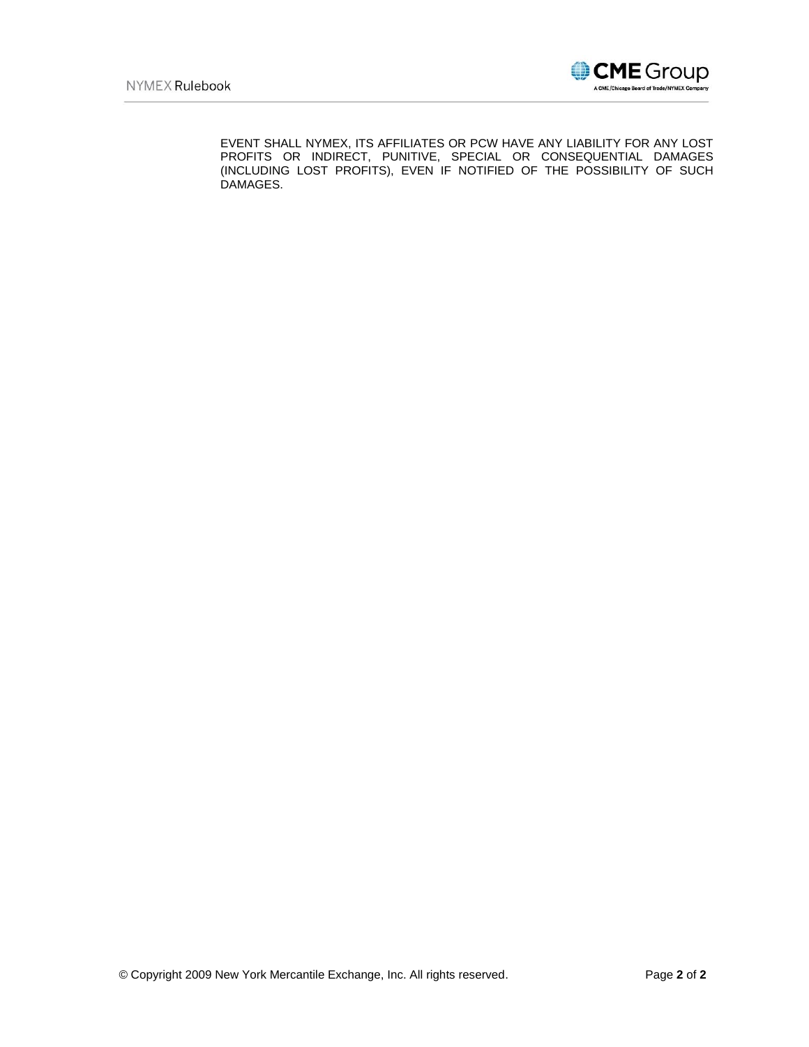EVENT SHALL NYMEX, ITS AFFILIATES OR PCW HAVE ANY LIABILITY FOR ANY LOST PROFITS OR INDIRECT, PUNITIVE, SPECIAL OR CONSEQUENTIAL DAMAGES (INCLUDING LOST PROFITS), EVEN IF NOTIFIED OF THE POSSIBILITY OF SUCH DAMAGES.